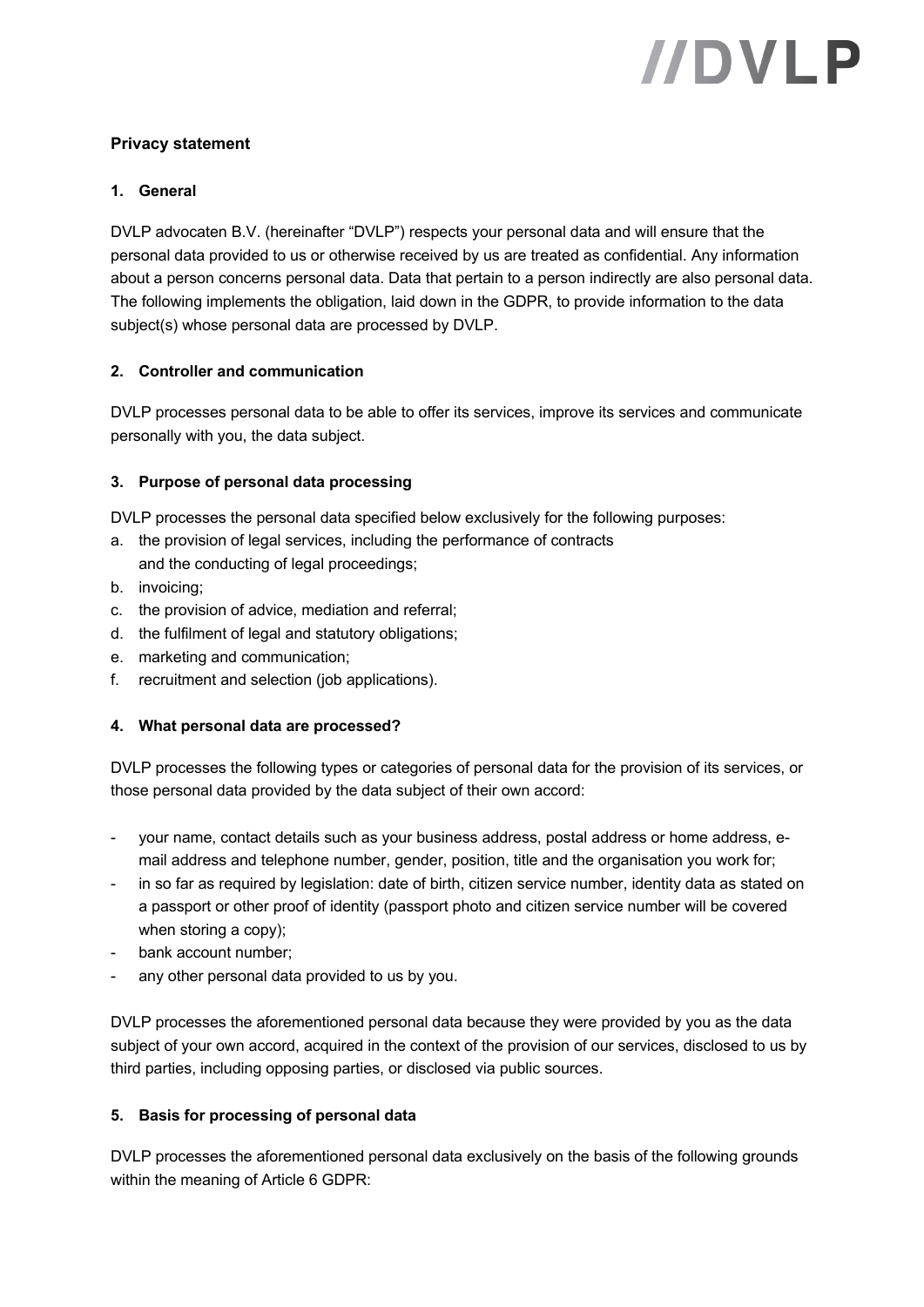## Privacy statement

### 1. General

DVLP advocaten B.V. (hereinafter “DVLP”) respects your personal data and will ensure that the personal data provided to us or otherwise received by us are treated as confidential. Any information about a person concerns personal data. Data that pertain to a person indirectly are also personal data. The following implements the obligation, laid down in the GDPR, to provide information to the data subject(s) whose personal data are processed by DVLP.

### 2. Controller and communication

DVLP processes personal data to be able to offer its services, improve its services and communicate personally with you, the data subject.

### 3. Purpose of personal data processing

DVLP processes the personal data specified below exclusively for the following purposes:

a. the provision of legal services, including the performance of contracts and the conducting of legal proceedings;
b. invoicing;
c. the provision of advice, mediation and referral;
d. the fulfilment of legal and statutory obligations;
e. marketing and communication;
f. recruitment and selection (job applications).

### 4. What personal data are processed?

DVLP processes the following types or categories of personal data for the provision of its services, or those personal data provided by the data subject of their own accord:

- your name, contact details such as your business address, postal address or home address, e-mail address and telephone number, gender, position, title and the organisation you work for;
- in so far as required by legislation: date of birth, citizen service number, identity data as stated on a passport or other proof of identity (passport photo and citizen service number will be covered when storing a copy);
- bank account number;
- any other personal data provided to us by you.

DVLP processes the aforementioned personal data because they were provided by you as the data subject of your own accord, acquired in the context of the provision of our services, disclosed to us by third parties, including opposing parties, or disclosed via public sources.

### 5. Basis for processing of personal data

DVLP processes the aforementioned personal data exclusively on the basis of the following grounds within the meaning of Article 6 GDPR: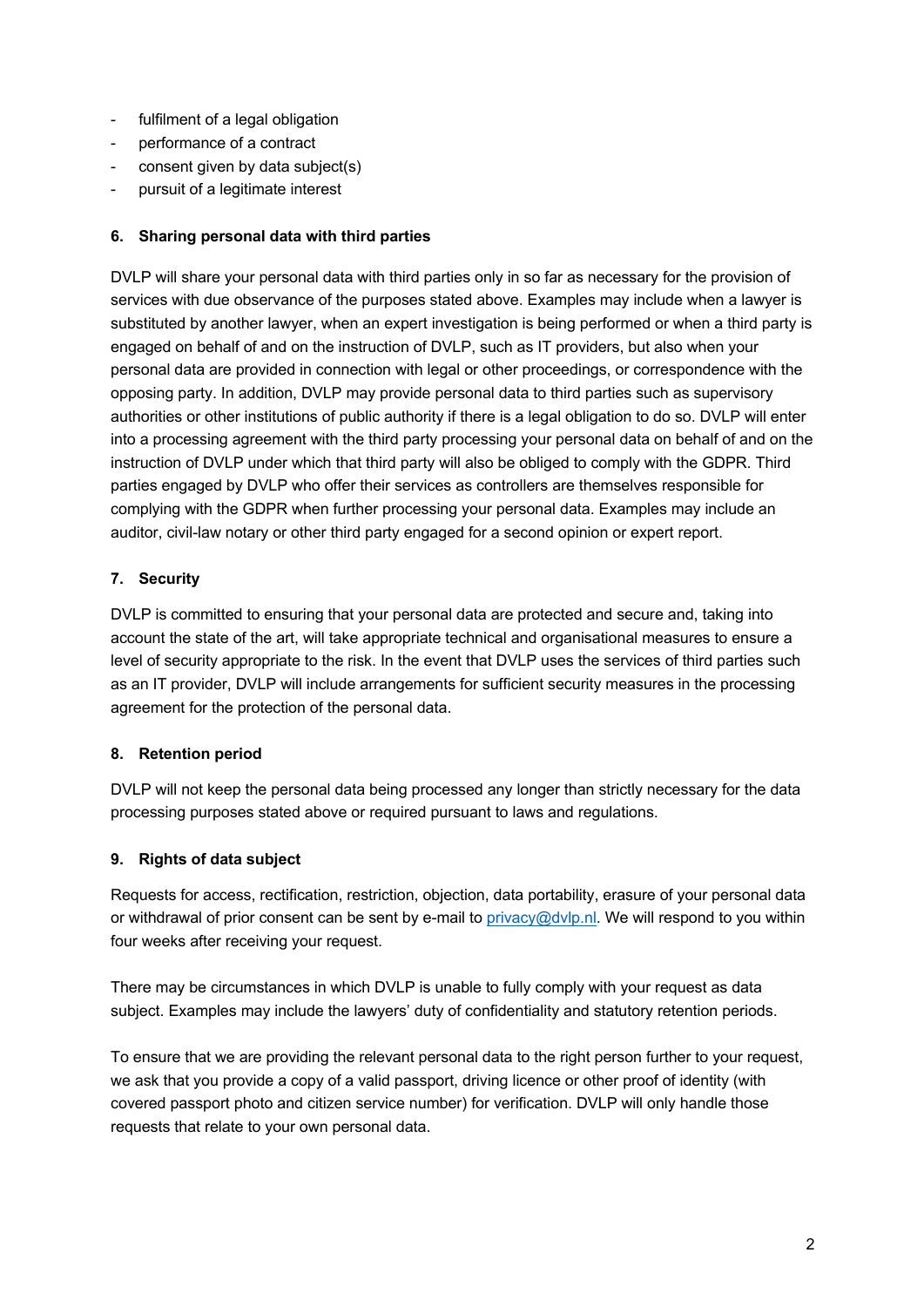- fulfilment of a legal obligation
- performance of a contract
- consent given by data subject(s)
- pursuit of a legitimate interest

## 6. Sharing personal data with third parties

DVLP will share your personal data with third parties only in so far as necessary for the provision of services with due observance of the purposes stated above. Examples may include when a lawyer is substituted by another lawyer, when an expert investigation is being performed or when a third party is engaged on behalf of and on the instruction of DVLP, such as IT providers, but also when your personal data are provided in connection with legal or other proceedings, or correspondence with the opposing party. In addition, DVLP may provide personal data to third parties such as supervisory authorities or other institutions of public authority if there is a legal obligation to do so. DVLP will enter into a processing agreement with the third party processing your personal data on behalf of and on the instruction of DVLP under which that third party will also be obliged to comply with the GDPR. Third parties engaged by DVLP who offer their services as controllers are themselves responsible for complying with the GDPR when further processing your personal data. Examples may include an auditor, civil-law notary or other third party engaged for a second opinion or expert report.

## 7. Security

DVLP is committed to ensuring that your personal data are protected and secure and, taking into account the state of the art, will take appropriate technical and organisational measures to ensure a level of security appropriate to the risk. In the event that DVLP uses the services of third parties such as an IT provider, DVLP will include arrangements for sufficient security measures in the processing agreement for the protection of the personal data.

## 8. Retention period

DVLP will not keep the personal data being processed any longer than strictly necessary for the data processing purposes stated above or required pursuant to laws and regulations.

## 9. Rights of data subject

Requests for access, rectification, restriction, objection, data portability, erasure of your personal data or withdrawal of prior consent can be sent by e-mail to [privacy@dvlp.nl](mailto:privacy@dvlp.nl). We will respond to you within four weeks after receiving your request.

There may be circumstances in which DVLP is unable to fully comply with your request as data subject. Examples may include the lawyers' duty of confidentiality and statutory retention periods.

To ensure that we are providing the relevant personal data to the right person further to your request, we ask that you provide a copy of a valid passport, driving licence or other proof of identity (with covered passport photo and citizen service number) for verification. DVLP will only handle those requests that relate to your own personal data.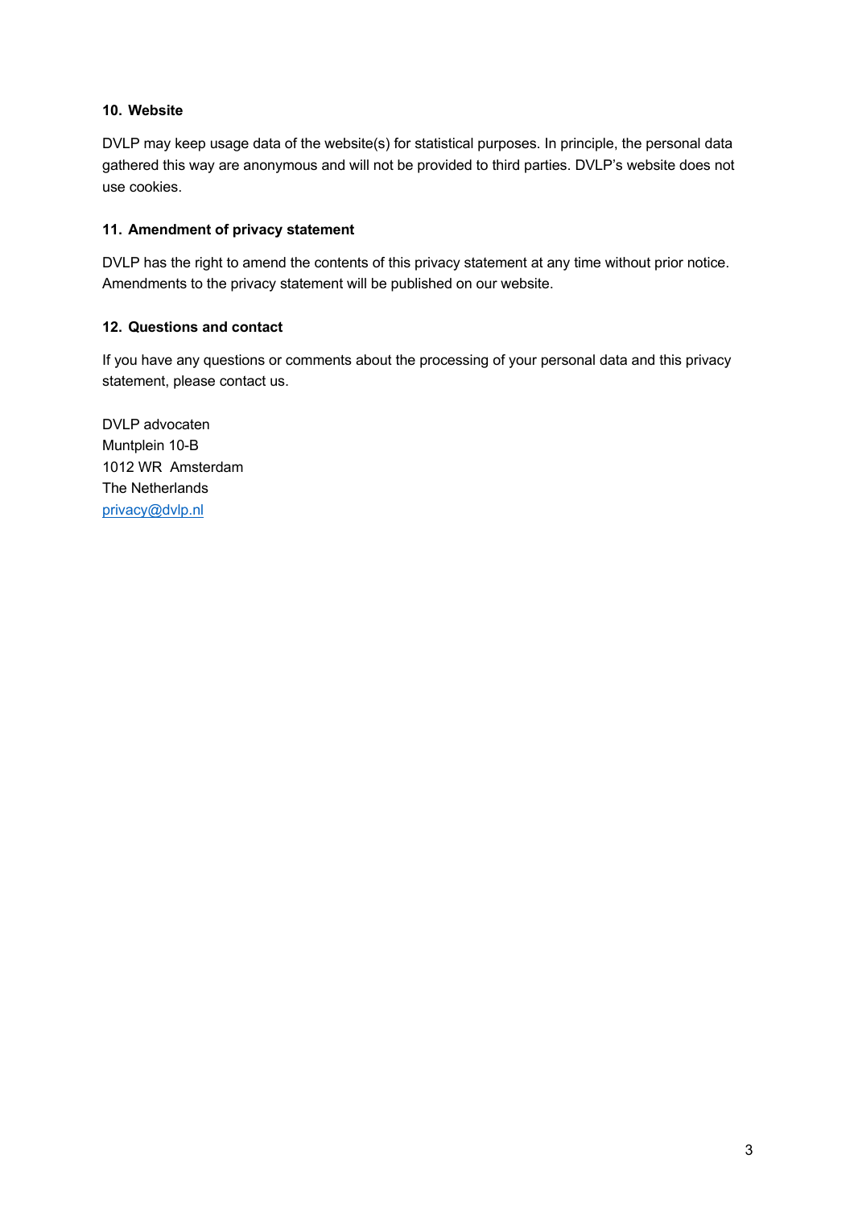## 10. Website

DVLP may keep usage data of the website(s) for statistical purposes. In principle, the personal data gathered this way are anonymous and will not be provided to third parties. DVLP's website does not use cookies.

## 11. Amendment of privacy statement

DVLP has the right to amend the contents of this privacy statement at any time without prior notice. Amendments to the privacy statement will be published on our website.

## 12. Questions and contact

If you have any questions or comments about the processing of your personal data and this privacy statement, please contact us.

DVLP advocaten
Muntplein 10-B
1012 WR  Amsterdam
The Netherlands
privacy@dvlp.nl